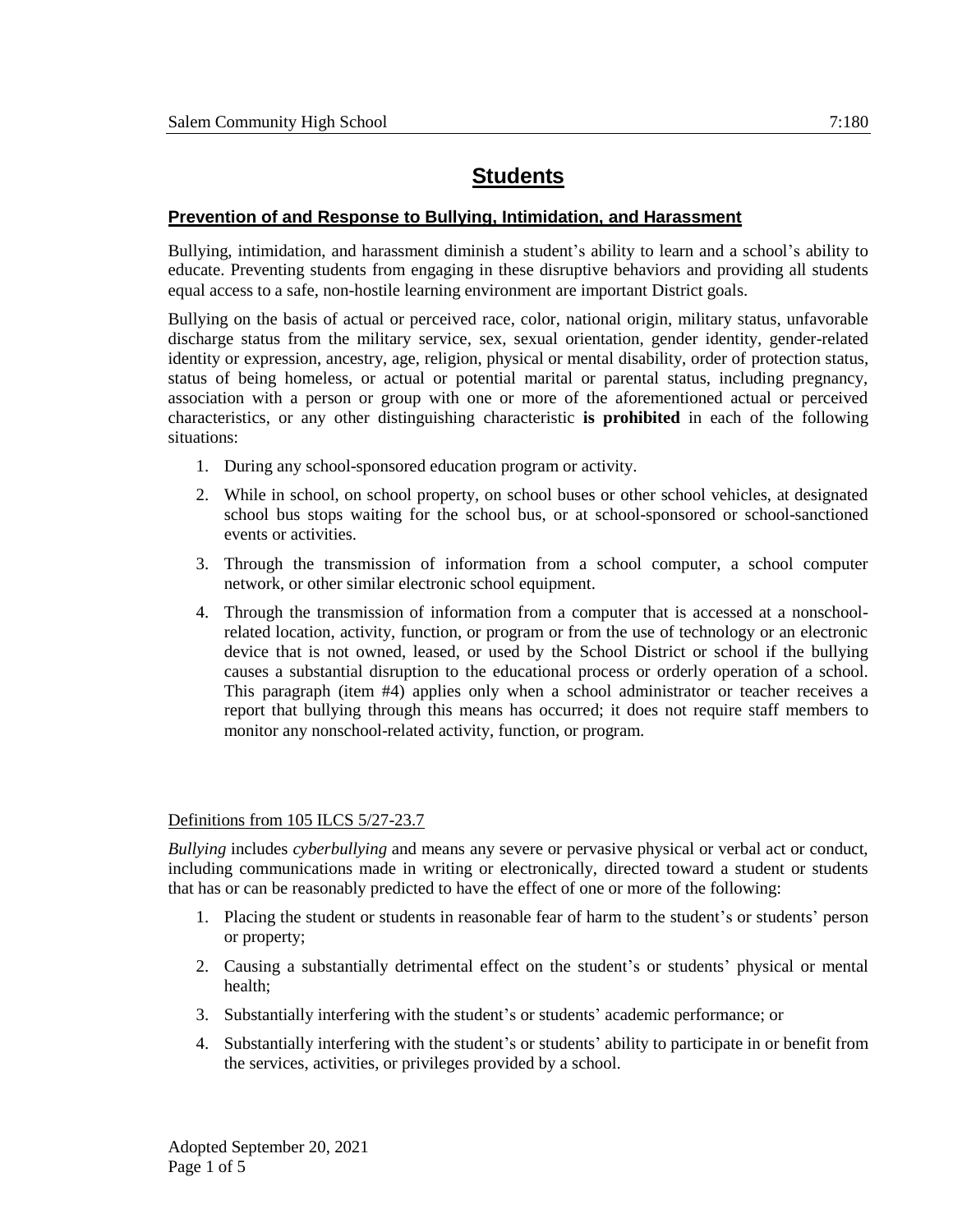# Students

## Prevention of and Response to Bullying, Intimidation, and Harassment

Bullying, intimidation, and harassment diminish a student's ability to learn and a school's ability to educate. Preventing students from engaging in these disruptive behaviors and providing all students equal access to a safe, non-hostile learning environment are important District goals.

Bullying on the basis of actual or perceived race, color, national origin, military status, unfavorable discharge status from the military service, sex, sexual orientation, gender identity, gender-related identity or expression, ancestry, age, religion, physical or mental disability, order of protection status, status of being homeless, or actual or potential marital or parental status, including pregnancy, association with a person or group with one or more of the aforementioned actual or perceived characteristics, or any other distinguishing characteristic **is prohibited** in each of the following situations:

1. During any school-sponsored education program or activity.
2. While in school, on school property, on school buses or other school vehicles, at designated school bus stops waiting for the school bus, or at school-sponsored or school-sanctioned events or activities.
3. Through the transmission of information from a school computer, a school computer network, or other similar electronic school equipment.
4. Through the transmission of information from a computer that is accessed at a nonschool-related location, activity, function, or program or from the use of technology or an electronic device that is not owned, leased, or used by the School District or school if the bullying causes a substantial disruption to the educational process or orderly operation of a school. This paragraph (item #4) applies only when a school administrator or teacher receives a report that bullying through this means has occurred; it does not require staff members to monitor any nonschool-related activity, function, or program.

### Definitions from 105 ILCS 5/27-23.7

*Bullying* includes *cyberbullying* and means any severe or pervasive physical or verbal act or conduct, including communications made in writing or electronically, directed toward a student or students that has or can be reasonably predicted to have the effect of one or more of the following:

1. Placing the student or students in reasonable fear of harm to the student's or students' person or property;
2. Causing a substantially detrimental effect on the student's or students' physical or mental health;
3. Substantially interfering with the student's or students' academic performance; or
4. Substantially interfering with the student's or students' ability to participate in or benefit from the services, activities, or privileges provided by a school.

Adopted September 20, 2021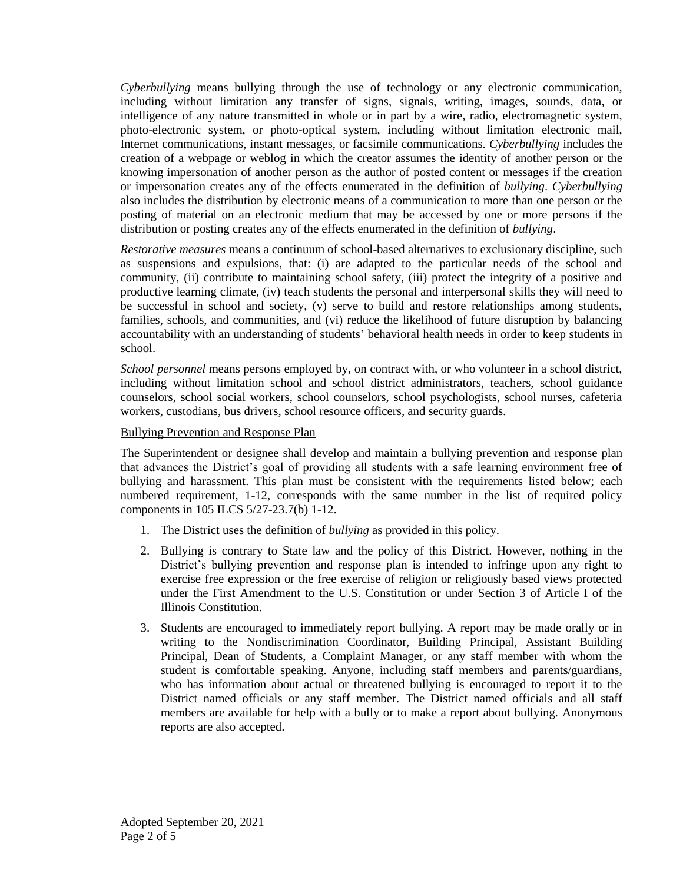*Cyberbullying* means bullying through the use of technology or any electronic communication, including without limitation any transfer of signs, signals, writing, images, sounds, data, or intelligence of any nature transmitted in whole or in part by a wire, radio, electromagnetic system, photo-electronic system, or photo-optical system, including without limitation electronic mail, Internet communications, instant messages, or facsimile communications. *Cyberbullying* includes the creation of a webpage or weblog in which the creator assumes the identity of another person or the knowing impersonation of another person as the author of posted content or messages if the creation or impersonation creates any of the effects enumerated in the definition of *bullying*. *Cyberbullying* also includes the distribution by electronic means of a communication to more than one person or the posting of material on an electronic medium that may be accessed by one or more persons if the distribution or posting creates any of the effects enumerated in the definition of *bullying*.

*Restorative measures* means a continuum of school-based alternatives to exclusionary discipline, such as suspensions and expulsions, that: (i) are adapted to the particular needs of the school and community, (ii) contribute to maintaining school safety, (iii) protect the integrity of a positive and productive learning climate, (iv) teach students the personal and interpersonal skills they will need to be successful in school and society, (v) serve to build and restore relationships among students, families, schools, and communities, and (vi) reduce the likelihood of future disruption by balancing accountability with an understanding of students' behavioral health needs in order to keep students in school.

*School personnel* means persons employed by, on contract with, or who volunteer in a school district, including without limitation school and school district administrators, teachers, school guidance counselors, school social workers, school counselors, school psychologists, school nurses, cafeteria workers, custodians, bus drivers, school resource officers, and security guards.

Bullying Prevention and Response Plan

The Superintendent or designee shall develop and maintain a bullying prevention and response plan that advances the District's goal of providing all students with a safe learning environment free of bullying and harassment. This plan must be consistent with the requirements listed below; each numbered requirement, 1-12, corresponds with the same number in the list of required policy components in 105 ILCS 5/27-23.7(b) 1-12.

1. The District uses the definition of *bullying* as provided in this policy.
2. Bullying is contrary to State law and the policy of this District. However, nothing in the District's bullying prevention and response plan is intended to infringe upon any right to exercise free expression or the free exercise of religion or religiously based views protected under the First Amendment to the U.S. Constitution or under Section 3 of Article I of the Illinois Constitution.
3. Students are encouraged to immediately report bullying. A report may be made orally or in writing to the Nondiscrimination Coordinator, Building Principal, Assistant Building Principal, Dean of Students, a Complaint Manager, or any staff member with whom the student is comfortable speaking. Anyone, including staff members and parents/guardians, who has information about actual or threatened bullying is encouraged to report it to the District named officials or any staff member. The District named officials and all staff members are available for help with a bully or to make a report about bullying. Anonymous reports are also accepted.

Adopted September 20, 2021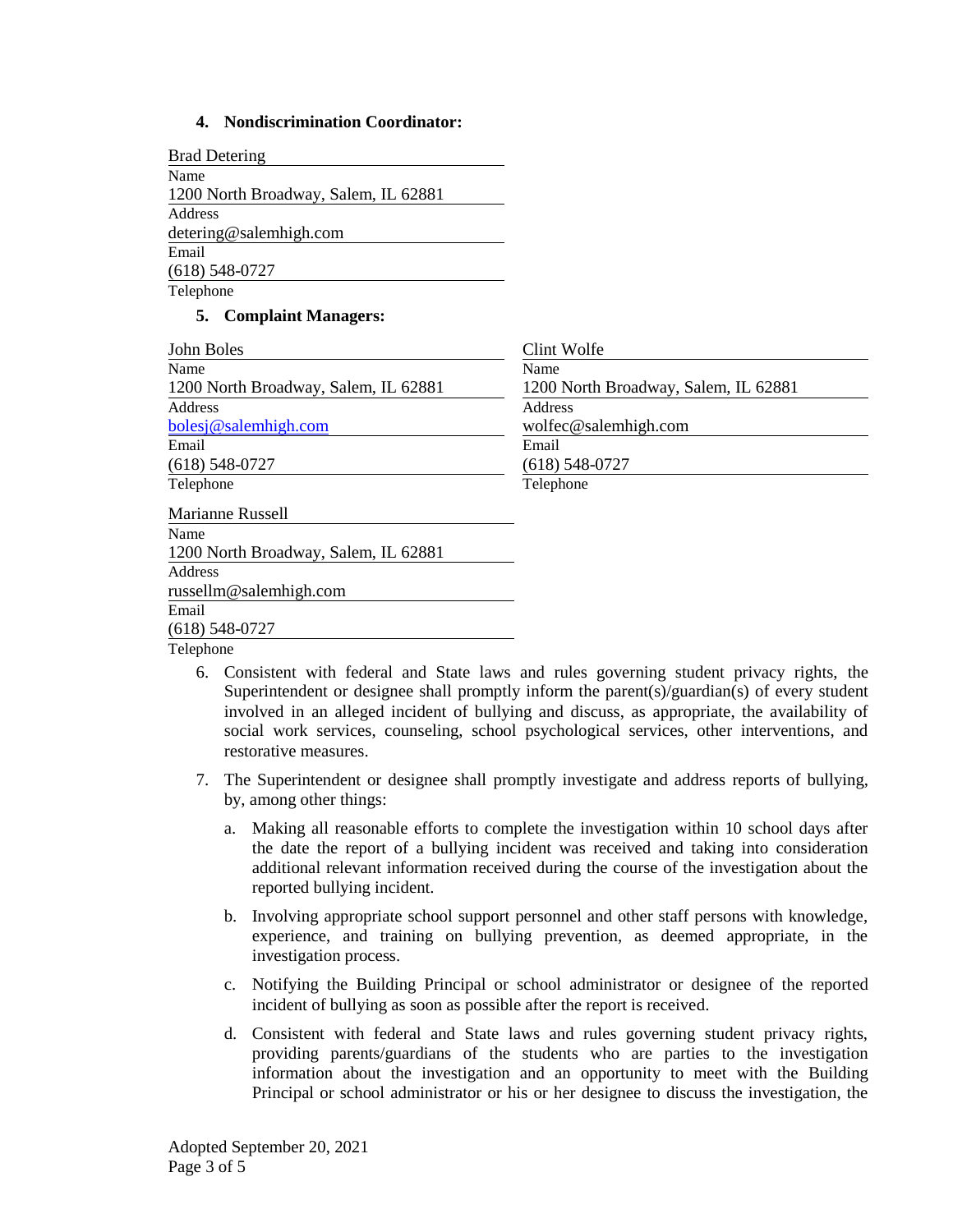4. **Nondiscrimination Coordinator:**

Brad Detering
Name
1200 North Broadway, Salem, IL 62881
Address
detering@salemhigh.com
Email
(618) 548-0727
Telephone

5. **Complaint Managers:**

John Boles
Name
1200 North Broadway, Salem, IL 62881
Address
bolesj@salemhigh.com
Email
(618) 548-0727
Telephone

Clint Wolfe
Name
1200 North Broadway, Salem, IL 62881
Address
wolfec@salemhigh.com
Email
(618) 548-0727
Telephone

Marianne Russell
Name
1200 North Broadway, Salem, IL 62881
Address
russellm@salemhigh.com
Email
(618) 548-0727
Telephone

6. Consistent with federal and State laws and rules governing student privacy rights, the Superintendent or designee shall promptly inform the parent(s)/guardian(s) of every student involved in an alleged incident of bullying and discuss, as appropriate, the availability of social work services, counseling, school psychological services, other interventions, and restorative measures.

7. The Superintendent or designee shall promptly investigate and address reports of bullying, by, among other things:

   a. Making all reasonable efforts to complete the investigation within 10 school days after the date the report of a bullying incident was received and taking into consideration additional relevant information received during the course of the investigation about the reported bullying incident.

   b. Involving appropriate school support personnel and other staff persons with knowledge, experience, and training on bullying prevention, as deemed appropriate, in the investigation process.

   c. Notifying the Building Principal or school administrator or designee of the reported incident of bullying as soon as possible after the report is received.

   d. Consistent with federal and State laws and rules governing student privacy rights, providing parents/guardians of the students who are parties to the investigation information about the investigation and an opportunity to meet with the Building Principal or school administrator or his or her designee to discuss the investigation, the

Adopted September 20, 2021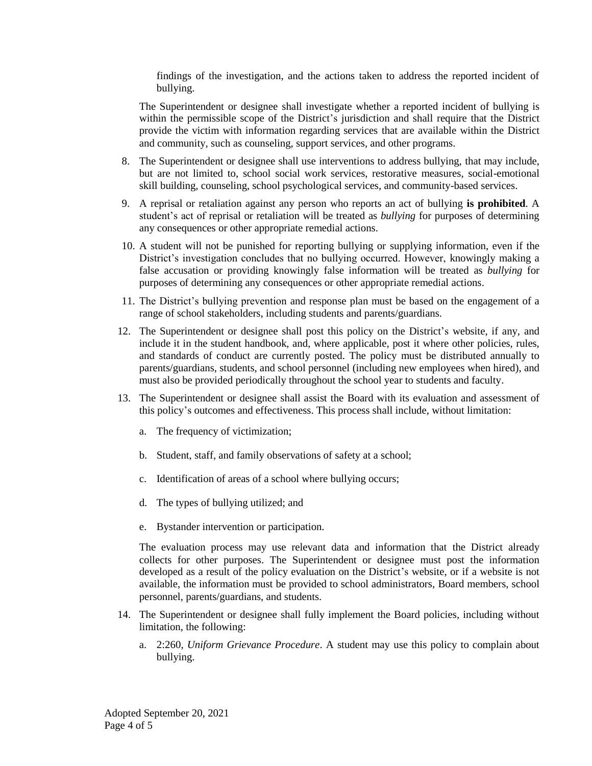findings of the investigation, and the actions taken to address the reported incident of bullying.

The Superintendent or designee shall investigate whether a reported incident of bullying is within the permissible scope of the District's jurisdiction and shall require that the District provide the victim with information regarding services that are available within the District and community, such as counseling, support services, and other programs.

8. The Superintendent or designee shall use interventions to address bullying, that may include, but are not limited to, school social work services, restorative measures, social-emotional skill building, counseling, school psychological services, and community-based services.

9. A reprisal or retaliation against any person who reports an act of bullying **is prohibited**. A student's act of reprisal or retaliation will be treated as *bullying* for purposes of determining any consequences or other appropriate remedial actions.

10. A student will not be punished for reporting bullying or supplying information, even if the District's investigation concludes that no bullying occurred. However, knowingly making a false accusation or providing knowingly false information will be treated as *bullying* for purposes of determining any consequences or other appropriate remedial actions.

11. The District's bullying prevention and response plan must be based on the engagement of a range of school stakeholders, including students and parents/guardians.

12. The Superintendent or designee shall post this policy on the District's website, if any, and include it in the student handbook, and, where applicable, post it where other policies, rules, and standards of conduct are currently posted. The policy must be distributed annually to parents/guardians, students, and school personnel (including new employees when hired), and must also be provided periodically throughout the school year to students and faculty.

13. The Superintendent or designee shall assist the Board with its evaluation and assessment of this policy's outcomes and effectiveness. This process shall include, without limitation:

    a. The frequency of victimization;

    b. Student, staff, and family observations of safety at a school;

    c. Identification of areas of a school where bullying occurs;

    d. The types of bullying utilized; and

    e. Bystander intervention or participation.

    The evaluation process may use relevant data and information that the District already collects for other purposes. The Superintendent or designee must post the information developed as a result of the policy evaluation on the District's website, or if a website is not available, the information must be provided to school administrators, Board members, school personnel, parents/guardians, and students.

14. The Superintendent or designee shall fully implement the Board policies, including without limitation, the following:

    a. 2:260, *Uniform Grievance Procedure*. A student may use this policy to complain about bullying.

Adopted September 20, 2021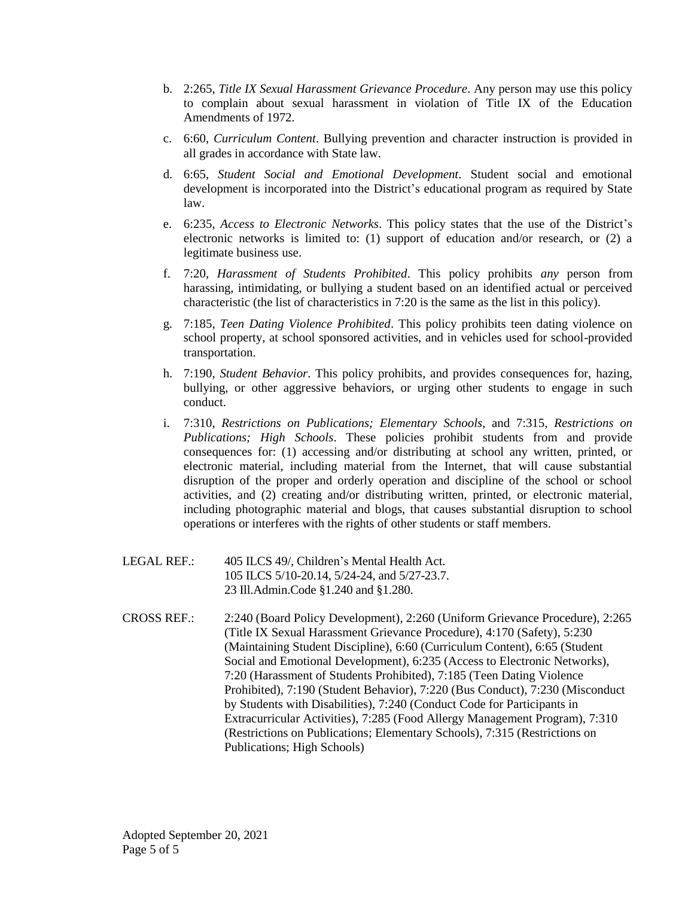b. 2:265, *Title IX Sexual Harassment Grievance Procedure*. Any person may use this policy to complain about sexual harassment in violation of Title IX of the Education Amendments of 1972.

c. 6:60, *Curriculum Content*. Bullying prevention and character instruction is provided in all grades in accordance with State law.

d. 6:65, *Student Social and Emotional Development*. Student social and emotional development is incorporated into the District's educational program as required by State law.

e. 6:235, *Access to Electronic Networks*. This policy states that the use of the District's electronic networks is limited to: (1) support of education and/or research, or (2) a legitimate business use.

f. 7:20, *Harassment of Students Prohibited*. This policy prohibits *any* person from harassing, intimidating, or bullying a student based on an identified actual or perceived characteristic (the list of characteristics in 7:20 is the same as the list in this policy).

g. 7:185, *Teen Dating Violence Prohibited*. This policy prohibits teen dating violence on school property, at school sponsored activities, and in vehicles used for school-provided transportation.

h. 7:190, *Student Behavior*. This policy prohibits, and provides consequences for, hazing, bullying, or other aggressive behaviors, or urging other students to engage in such conduct.

i. 7:310, *Restrictions on Publications; Elementary Schools*, and 7:315, *Restrictions on Publications; High Schools*. These policies prohibit students from and provide consequences for: (1) accessing and/or distributing at school any written, printed, or electronic material, including material from the Internet, that will cause substantial disruption of the proper and orderly operation and discipline of the school or school activities, and (2) creating and/or distributing written, printed, or electronic material, including photographic material and blogs, that causes substantial disruption to school operations or interferes with the rights of other students or staff members.

LEGAL REF.: 405 ILCS 49/, Children's Mental Health Act.
105 ILCS 5/10-20.14, 5/24-24, and 5/27-23.7.
23 Ill.Admin.Code §1.240 and §1.280.

CROSS REF.: 2:240 (Board Policy Development), 2:260 (Uniform Grievance Procedure), 2:265 (Title IX Sexual Harassment Grievance Procedure), 4:170 (Safety), 5:230 (Maintaining Student Discipline), 6:60 (Curriculum Content), 6:65 (Student Social and Emotional Development), 6:235 (Access to Electronic Networks), 7:20 (Harassment of Students Prohibited), 7:185 (Teen Dating Violence Prohibited), 7:190 (Student Behavior), 7:220 (Bus Conduct), 7:230 (Misconduct by Students with Disabilities), 7:240 (Conduct Code for Participants in Extracurricular Activities), 7:285 (Food Allergy Management Program), 7:310 (Restrictions on Publications; Elementary Schools), 7:315 (Restrictions on Publications; High Schools)

Adopted September 20, 2021